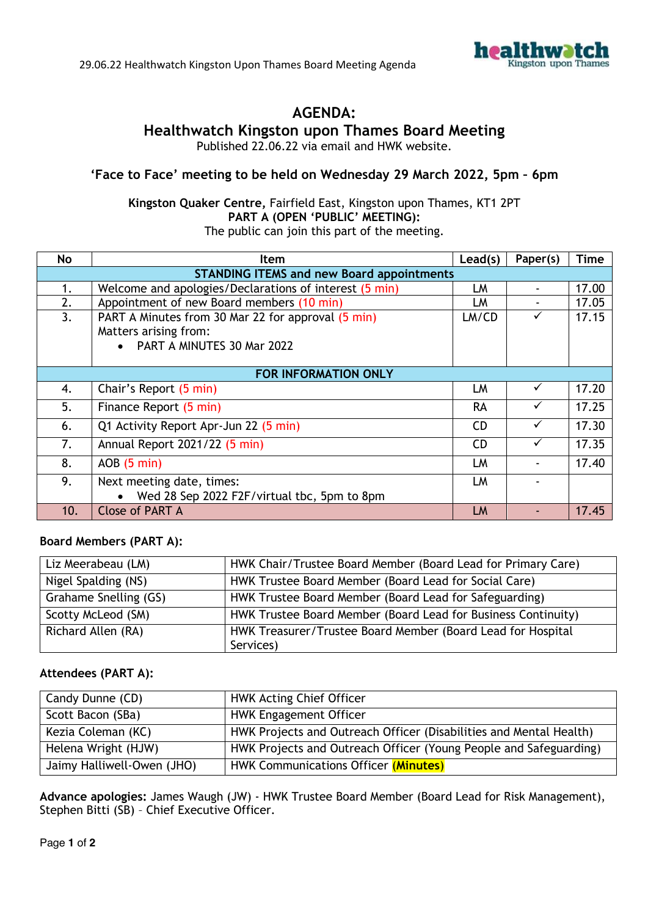# AGENDA:
# Healthwatch Kingston upon Thames Board Meeting

Published 22.06.22 via email and HWK website.

**'Face to Face' meeting to be held on Wednesday 29 March 2022, 5pm – 6pm**

**Kingston Quaker Centre,** Fairfield East, Kingston upon Thames, KT1 2PT
**PART A (OPEN 'PUBLIC' MEETING):**
The public can join this part of the meeting.

| No | Item | Lead(s) | Paper(s) | Time |
|---|---|---|---|---|
| | **STANDING ITEMS and new Board appointments** | | | |
| 1. | Welcome and apologies/Declarations of interest (5 min) | LM | - | 17.00 |
| 2. | Appointment of new Board members (10 min) | LM | - | 17.05 |
| 3. | PART A Minutes from 30 Mar 22 for approval (5 min)<br>Matters arising from:<br>• PART A MINUTES 30 Mar 2022 | LM/CD | ✓ | 17.15 |
| | **FOR INFORMATION ONLY** | | | |
| 4. | Chair's Report (5 min) | LM | ✓ | 17.20 |
| 5. | Finance Report (5 min) | RA | ✓ | 17.25 |
| 6. | Q1 Activity Report Apr-Jun 22 (5 min) | CD | ✓ | 17.30 |
| 7. | Annual Report 2021/22 (5 min) | CD | ✓ | 17.35 |
| 8. | AOB (5 min) | LM | - | 17.40 |
| 9. | Next meeting date, times:<br>• Wed 28 Sep 2022 F2F/virtual tbc, 5pm to 8pm | LM | - | |
| 10. | Close of PART A | LM | - | 17.45 |

**Board Members (PART A):**

| Name | Role |
|---|---|
| Liz Meerabeau (LM) | HWK Chair/Trustee Board Member (Board Lead for Primary Care) |
| Nigel Spalding (NS) | HWK Trustee Board Member (Board Lead for Social Care) |
| Grahame Snelling (GS) | HWK Trustee Board Member (Board Lead for Safeguarding) |
| Scotty McLeod (SM) | HWK Trustee Board Member (Board Lead for Business Continuity) |
| Richard Allen (RA) | HWK Treasurer/Trustee Board Member (Board Lead for Hospital Services) |

**Attendees (PART A):**

| Name | Role |
|---|---|
| Candy Dunne (CD) | HWK Acting Chief Officer |
| Scott Bacon (SBa) | HWK Engagement Officer |
| Kezia Coleman (KC) | HWK Projects and Outreach Officer (Disabilities and Mental Health) |
| Helena Wright (HJW) | HWK Projects and Outreach Officer (Young People and Safeguarding) |
| Jaimy Halliwell-Owen (JHO) | HWK Communications Officer **(Minutes)** |

**Advance apologies:** James Waugh (JW) - HWK Trustee Board Member (Board Lead for Risk Management), Stephen Bitti (SB) – Chief Executive Officer.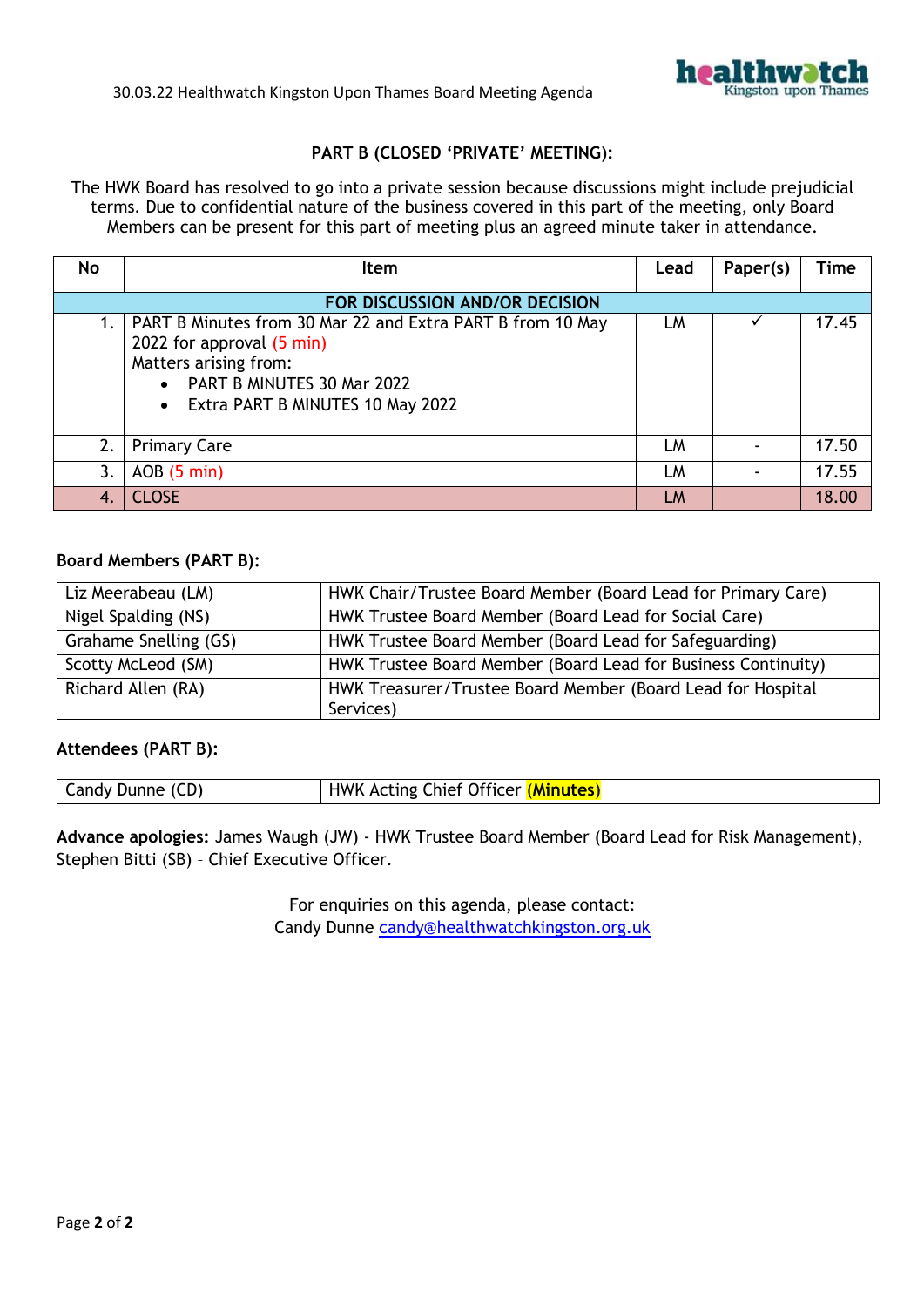30.03.22 Healthwatch Kingston Upon Thames Board Meeting Agenda

### PART B (CLOSED 'PRIVATE' MEETING):

The HWK Board has resolved to go into a private session because discussions might include prejudicial terms. Due to confidential nature of the business covered in this part of the meeting, only Board Members can be present for this part of meeting plus an agreed minute taker in attendance.

| No | Item | Lead | Paper(s) | Time |
|---|---|---|---|---|
| | **FOR DISCUSSION AND/OR DECISION** | | | |
| 1. | PART B Minutes from 30 Mar 22 and Extra PART B from 10 May 2022 for approval (5 min)<br>Matters arising from:<br>• PART B MINUTES 30 Mar 2022<br>• Extra PART B MINUTES 10 May 2022 | LM | ✓ | 17.45 |
| 2. | Primary Care | LM | - | 17.50 |
| 3. | AOB (5 min) | LM | - | 17.55 |
| 4. | CLOSE | LM | | 18.00 |

**Board Members (PART B):**

| | |
|---|---|
| Liz Meerabeau (LM) | HWK Chair/Trustee Board Member (Board Lead for Primary Care) |
| Nigel Spalding (NS) | HWK Trustee Board Member (Board Lead for Social Care) |
| Grahame Snelling (GS) | HWK Trustee Board Member (Board Lead for Safeguarding) |
| Scotty McLeod (SM) | HWK Trustee Board Member (Board Lead for Business Continuity) |
| Richard Allen (RA) | HWK Treasurer/Trustee Board Member (Board Lead for Hospital Services) |

**Attendees (PART B):**

| | |
|---|---|
| Candy Dunne (CD) | HWK Acting Chief Officer **(Minutes)** |

**Advance apologies:** James Waugh (JW) - HWK Trustee Board Member (Board Lead for Risk Management), Stephen Bitti (SB) – Chief Executive Officer.

For enquiries on this agenda, please contact:
Candy Dunne candy@healthwatchkingston.org.uk